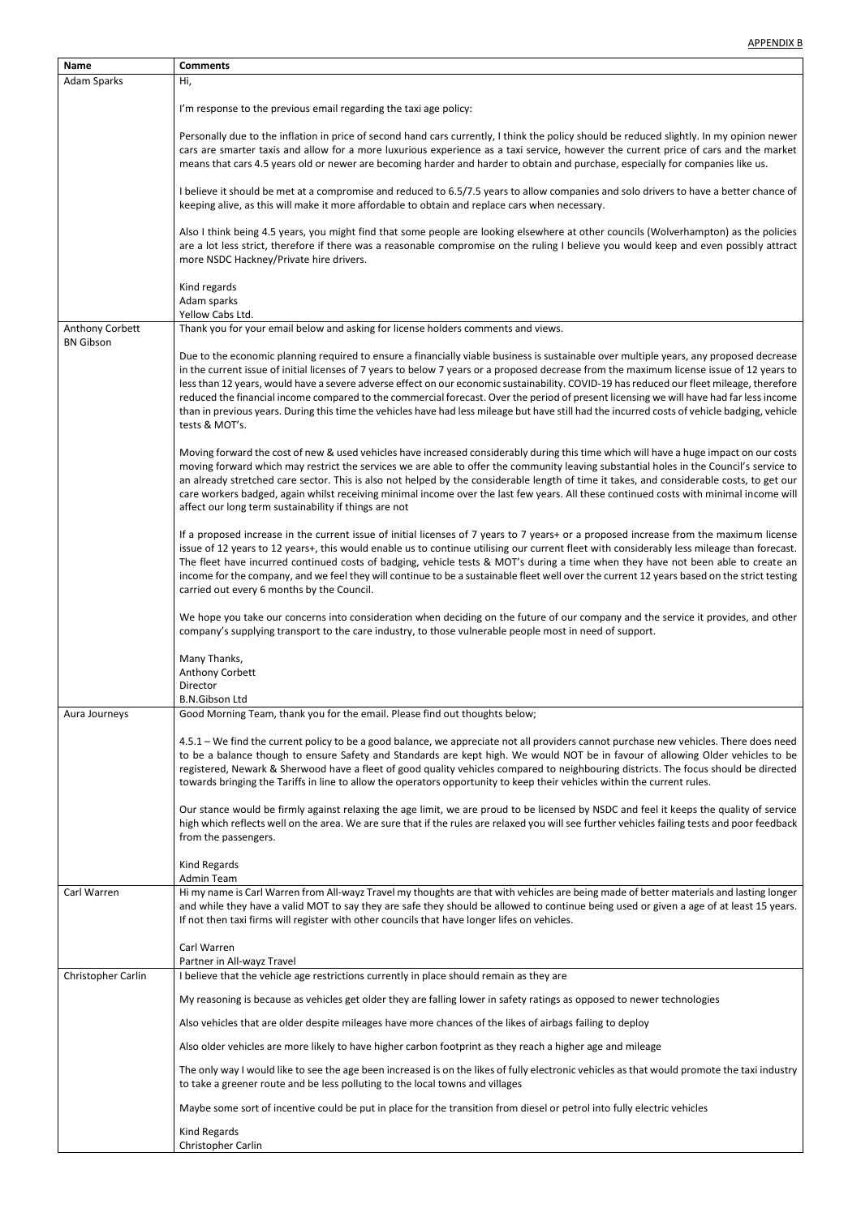APPENDIX B

| Name | Comments |
|---|---|
| Adam Sparks | Hi,<br><br>I'm response to the previous email regarding the taxi age policy:<br><br>Personally due to the inflation in price of second hand cars currently, I think the policy should be reduced slightly. In my opinion newer cars are smarter taxis and allow for a more luxurious experience as a taxi service, however the current price of cars and the market means that cars 4.5 years old or newer are becoming harder and harder to obtain and purchase, especially for companies like us.<br><br>I believe it should be met at a compromise and reduced to 6.5/7.5 years to allow companies and solo drivers to have a better chance of keeping alive, as this will make it more affordable to obtain and replace cars when necessary.<br><br>Also I think being 4.5 years, you might find that some people are looking elsewhere at other councils (Wolverhampton) as the policies are a lot less strict, therefore if there was a reasonable compromise on the ruling I believe you would keep and even possibly attract more NSDC Hackney/Private hire drivers.<br><br>Kind regards<br>Adam sparks<br>Yellow Cabs Ltd. |
| Anthony Corbett<br>BN Gibson | Thank you for your email below and asking for license holders comments and views.<br><br>Due to the economic planning required to ensure a financially viable business is sustainable over multiple years, any proposed decrease in the current issue of initial licenses of 7 years to below 7 years or a proposed decrease from the maximum license issue of 12 years to less than 12 years, would have a severe adverse effect on our economic sustainability. COVID-19 has reduced our fleet mileage, therefore reduced the financial income compared to the commercial forecast. Over the period of present licensing we will have had far less income than in previous years. During this time the vehicles have had less mileage but have still had the incurred costs of vehicle badging, vehicle tests & MOT's.<br><br>Moving forward the cost of new & used vehicles have increased considerably during this time which will have a huge impact on our costs moving forward which may restrict the services we are able to offer the community leaving substantial holes in the Council's service to an already stretched care sector. This is also not helped by the considerable length of time it takes, and considerable costs, to get our care workers badged, again whilst receiving minimal income over the last few years. All these continued costs with minimal income will affect our long term sustainability if things are not<br><br>If a proposed increase in the current issue of initial licenses of 7 years to 7 years+ or a proposed increase from the maximum license issue of 12 years to 12 years+, this would enable us to continue utilising our current fleet with considerably less mileage than forecast. The fleet have incurred continued costs of badging, vehicle tests & MOT's during a time when they have not been able to create an income for the company, and we feel they will continue to be a sustainable fleet well over the current 12 years based on the strict testing carried out every 6 months by the Council.<br><br>We hope you take our concerns into consideration when deciding on the future of our company and the service it provides, and other company's supplying transport to the care industry, to those vulnerable people most in need of support.<br><br>Many Thanks,<br>Anthony Corbett<br>Director<br>B.N.Gibson Ltd |
| Aura Journeys | Good Morning Team, thank you for the email. Please find out thoughts below;<br><br>4.5.1 – We find the current policy to be a good balance, we appreciate not all providers cannot purchase new vehicles. There does need to be a balance though to ensure Safety and Standards are kept high. We would NOT be in favour of allowing Older vehicles to be registered, Newark & Sherwood have a fleet of good quality vehicles compared to neighbouring districts. The focus should be directed towards bringing the Tariffs in line to allow the operators opportunity to keep their vehicles within the current rules.<br><br>Our stance would be firmly against relaxing the age limit, we are proud to be licensed by NSDC and feel it keeps the quality of service high which reflects well on the area. We are sure that if the rules are relaxed you will see further vehicles failing tests and poor feedback from the passengers.<br><br>Kind Regards<br>Admin Team |
| Carl Warren | Hi my name is Carl Warren from All-wayz Travel my thoughts are that with vehicles are being made of better materials and lasting longer and while they have a valid MOT to say they are safe they should be allowed to continue being used or given a age of at least 15 years. If not then taxi firms will register with other councils that have longer lifes on vehicles.<br><br>Carl Warren<br>Partner in All-wayz Travel |
| Christopher Carlin | I believe that the vehicle age restrictions currently in place should remain as they are<br><br>My reasoning is because as vehicles get older they are falling lower in safety ratings as opposed to newer technologies<br><br>Also vehicles that are older despite mileages have more chances of the likes of airbags failing to deploy<br><br>Also older vehicles are more likely to have higher carbon footprint as they reach a higher age and mileage<br><br>The only way I would like to see the age been increased is on the likes of fully electronic vehicles as that would promote the taxi industry to take a greener route and be less polluting to the local towns and villages<br><br>Maybe some sort of incentive could be put in place for the transition from diesel or petrol into fully electric vehicles<br><br>Kind Regards<br>Christopher Carlin |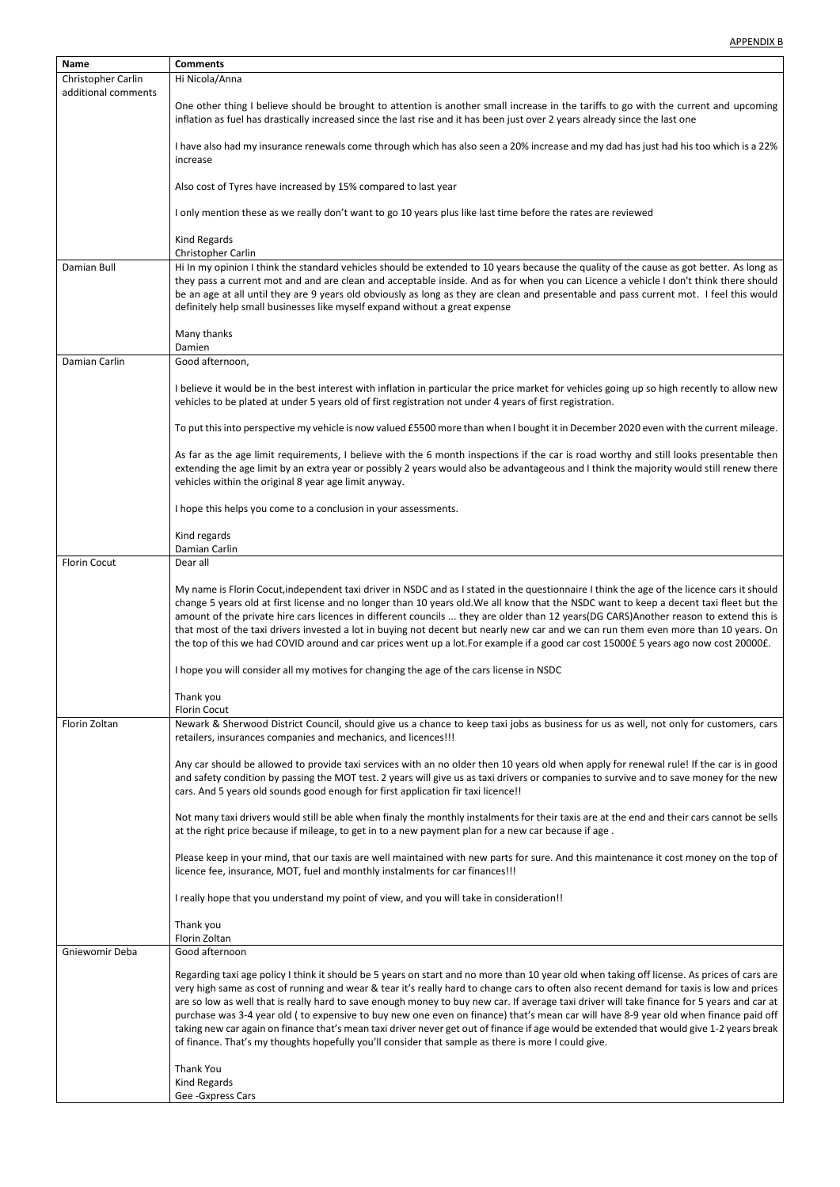APPENDIX B

| Name | Comments |
|---|---|
| Christopher Carlin additional comments | Hi Nicola/Anna<br><br>One other thing I believe should be brought to attention is another small increase in the tariffs to go with the current and upcoming inflation as fuel has drastically increased since the last rise and it has been just over 2 years already since the last one<br><br>I have also had my insurance renewals come through which has also seen a 20% increase and my dad has just had his too which is a 22% increase<br><br>Also cost of Tyres have increased by 15% compared to last year<br><br>I only mention these as we really don't want to go 10 years plus like last time before the rates are reviewed<br><br>Kind Regards<br>Christopher Carlin |
| Damian Bull | Hi In my opinion I think the standard vehicles should be extended to 10 years because the quality of the cause as got better. As long as they pass a current mot and and are clean and acceptable inside. And as for when you can Licence a vehicle I don't think there should be an age at all until they are 9 years old obviously as long as they are clean and presentable and pass current mot. I feel this would definitely help small businesses like myself expand without a great expense<br><br>Many thanks<br>Damien |
| Damian Carlin | Good afternoon,<br><br>I believe it would be in the best interest with inflation in particular the price market for vehicles going up so high recently to allow new vehicles to be plated at under 5 years old of first registration not under 4 years of first registration.<br><br>To put this into perspective my vehicle is now valued £5500 more than when I bought it in December 2020 even with the current mileage.<br><br>As far as the age limit requirements, I believe with the 6 month inspections if the car is road worthy and still looks presentable then extending the age limit by an extra year or possibly 2 years would also be advantageous and I think the majority would still renew there vehicles within the original 8 year age limit anyway.<br><br>I hope this helps you come to a conclusion in your assessments.<br><br>Kind regards<br>Damian Carlin |
| Florin Cocut | Dear all<br><br>My name is Florin Cocut,independent taxi driver in NSDC and as I stated in the questionnaire I think the age of the licence cars it should change 5 years old at first license and no longer than 10 years old.We all know that the NSDC want to keep a decent taxi fleet but the amount of the private hire cars licences in different councils ... they are older than 12 years(DG CARS)Another reason to extend this is that most of the taxi drivers invested a lot in buying not decent but nearly new car and we can run them even more than 10 years. On the top of this we had COVID around and car prices went up a lot.For example if a good car cost 15000£ 5 years ago now cost 20000£.<br><br>I hope you will consider all my motives for changing the age of the cars license in NSDC<br><br>Thank you<br>Florin Cocut |
| Florin Zoltan | Newark & Sherwood District Council, should give us a chance to keep taxi jobs as business for us as well, not only for customers, cars retailers, insurances companies and mechanics, and licences!!!<br><br>Any car should be allowed to provide taxi services with an no older then 10 years old when apply for renewal rule! If the car is in good and safety condition by passing the MOT test. 2 years will give us as taxi drivers or companies to survive and to save money for the new cars. And 5 years old sounds good enough for first application fir taxi licence!!<br><br>Not many taxi drivers would still be able when finaly the monthly instalments for their taxis are at the end and their cars cannot be sells at the right price because if mileage, to get in to a new payment plan for a new car because if age .<br><br>Please keep in your mind, that our taxis are well maintained with new parts for sure. And this maintenance it cost money on the top of licence fee, insurance, MOT, fuel and monthly instalments for car finances!!!<br><br>I really hope that you understand my point of view, and you will take in consideration!!<br><br>Thank you<br>Florin Zoltan |
| Gniewomir Deba | Good afternoon<br><br>Regarding taxi age policy I think it should be 5 years on start and no more than 10 year old when taking off license. As prices of cars are very high same as cost of running and wear & tear it's really hard to change cars to often also recent demand for taxis is low and prices are so low as well that is really hard to save enough money to buy new car. If average taxi driver will take finance for 5 years and car at purchase was 3-4 year old ( to expensive to buy new one even on finance) that's mean car will have 8-9 year old when finance paid off taking new car again on finance that's mean taxi driver never get out of finance if age would be extended that would give 1-2 years break of finance. That's my thoughts hopefully you'll consider that sample as there is more I could give.<br><br>Thank You<br>Kind Regards<br>Gee -Gxpress Cars |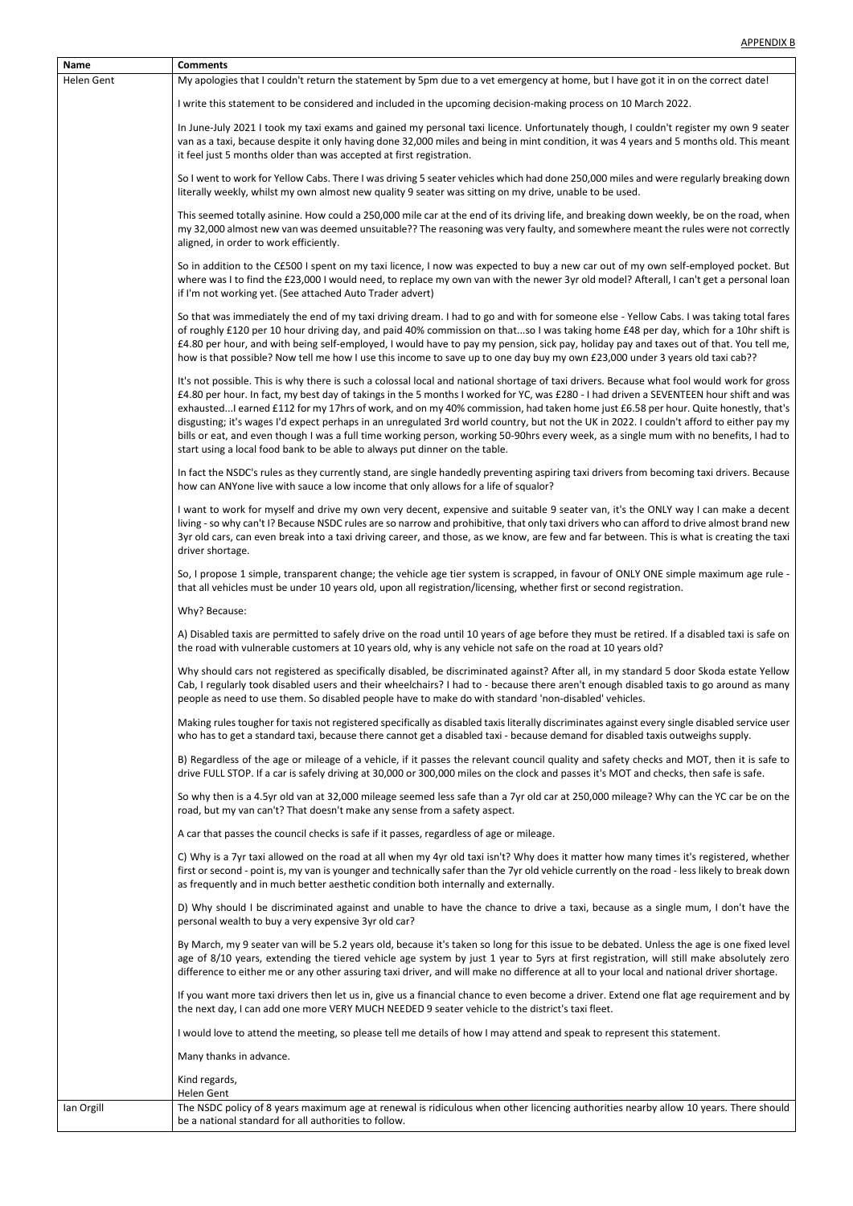APPENDIX B

| Name | Comments |
|---|---|
| Helen Gent | My apologies that I couldn't return the statement by 5pm due to a vet emergency at home, but I have got it in on the correct date!<br><br>I write this statement to be considered and included in the upcoming decision-making process on 10 March 2022.<br><br>In June-July 2021 I took my taxi exams and gained my personal taxi licence. Unfortunately though, I couldn't register my own 9 seater van as a taxi, because despite it only having done 32,000 miles and being in mint condition, it was 4 years and 5 months old. This meant it feel just 5 months older than was accepted at first registration.<br><br>So I went to work for Yellow Cabs. There I was driving 5 seater vehicles which had done 250,000 miles and were regularly breaking down literally weekly, whilst my own almost new quality 9 seater was sitting on my drive, unable to be used.<br><br>This seemed totally asinine. How could a 250,000 mile car at the end of its driving life, and breaking down weekly, be on the road, when my 32,000 almost new van was deemed unsuitable?? The reasoning was very faulty, and somewhere meant the rules were not correctly aligned, in order to work efficiently.<br><br>So in addition to the C£500 I spent on my taxi licence, I now was expected to buy a new car out of my own self-employed pocket. But where was I to find the £23,000 I would need, to replace my own van with the newer 3yr old model? Afterall, I can't get a personal loan if I'm not working yet. (See attached Auto Trader advert)<br><br>So that was immediately the end of my taxi driving dream. I had to go and with for someone else - Yellow Cabs. I was taking total fares of roughly £120 per 10 hour driving day, and paid 40% commission on that...so I was taking home £48 per day, which for a 10hr shift is £4.80 per hour, and with being self-employed, I would have to pay my pension, sick pay, holiday pay and taxes out of that. You tell me, how is that possible? Now tell me how I use this income to save up to one day buy my own £23,000 under 3 years old taxi cab??<br><br>It's not possible. This is why there is such a colossal local and national shortage of taxi drivers. Because what fool would work for gross £4.80 per hour. In fact, my best day of takings in the 5 months I worked for YC, was £280 - I had driven a SEVENTEEN hour shift and was exhausted...I earned £112 for my 17hrs of work, and on my 40% commission, had taken home just £6.58 per hour. Quite honestly, that's disgusting; it's wages I'd expect perhaps in an unregulated 3rd world country, but not the UK in 2022. I couldn't afford to either pay my bills or eat, and even though I was a full time working person, working 50-90hrs every week, as a single mum with no benefits, I had to start using a local food bank to be able to always put dinner on the table.<br><br>In fact the NSDC's rules as they currently stand, are single handedly preventing aspiring taxi drivers from becoming taxi drivers. Because how can ANYone live with sauce a low income that only allows for a life of squalor?<br><br>I want to work for myself and drive my own very decent, expensive and suitable 9 seater van, it's the ONLY way I can make a decent living - so why can't I? Because NSDC rules are so narrow and prohibitive, that only taxi drivers who can afford to drive almost brand new 3yr old cars, can even break into a taxi driving career, and those, as we know, are few and far between. This is what is creating the taxi driver shortage.<br><br>So, I propose 1 simple, transparent change; the vehicle age tier system is scrapped, in favour of ONLY ONE simple maximum age rule - that all vehicles must be under 10 years old, upon all registration/licensing, whether first or second registration.<br><br>Why? Because:<br><br>A) Disabled taxis are permitted to safely drive on the road until 10 years of age before they must be retired. If a disabled taxi is safe on the road with vulnerable customers at 10 years old, why is any vehicle not safe on the road at 10 years old?<br><br>Why should cars not registered as specifically disabled, be discriminated against? After all, in my standard 5 door Skoda estate Yellow Cab, I regularly took disabled users and their wheelchairs? I had to - because there aren't enough disabled taxis to go around as many people as need to use them. So disabled people have to make do with standard 'non-disabled' vehicles.<br><br>Making rules tougher for taxis not registered specifically as disabled taxis literally discriminates against every single disabled service user who has to get a standard taxi, because there cannot get a disabled taxi - because demand for disabled taxis outweighs supply.<br><br>B) Regardless of the age or mileage of a vehicle, if it passes the relevant council quality and safety checks and MOT, then it is safe to drive FULL STOP. If a car is safely driving at 30,000 or 300,000 miles on the clock and passes it's MOT and checks, then safe is safe.<br><br>So why then is a 4.5yr old van at 32,000 mileage seemed less safe than a 7yr old car at 250,000 mileage? Why can the YC car be on the road, but my van can't? That doesn't make any sense from a safety aspect.<br><br>A car that passes the council checks is safe if it passes, regardless of age or mileage.<br><br>C) Why is a 7yr taxi allowed on the road at all when my 4yr old taxi isn't? Why does it matter how many times it's registered, whether first or second - point is, my van is younger and technically safer than the 7yr old vehicle currently on the road - less likely to break down as frequently and in much better aesthetic condition both internally and externally.<br><br>D) Why should I be discriminated against and unable to have the chance to drive a taxi, because as a single mum, I don't have the personal wealth to buy a very expensive 3yr old car?<br><br>By March, my 9 seater van will be 5.2 years old, because it's taken so long for this issue to be debated. Unless the age is one fixed level age of 8/10 years, extending the tiered vehicle age system by just 1 year to 5yrs at first registration, will still make absolutely zero difference to either me or any other assuring taxi driver, and will make no difference at all to your local and national driver shortage.<br><br>If you want more taxi drivers then let us in, give us a financial chance to even become a driver. Extend one flat age requirement and by the next day, I can add one more VERY MUCH NEEDED 9 seater vehicle to the district's taxi fleet.<br><br>I would love to attend the meeting, so please tell me details of how I may attend and speak to represent this statement.<br><br>Many thanks in advance.<br><br>Kind regards,<br>Helen Gent |
| Ian Orgill | The NSDC policy of 8 years maximum age at renewal is ridiculous when other licencing authorities nearby allow 10 years. There should be a national standard for all authorities to follow. |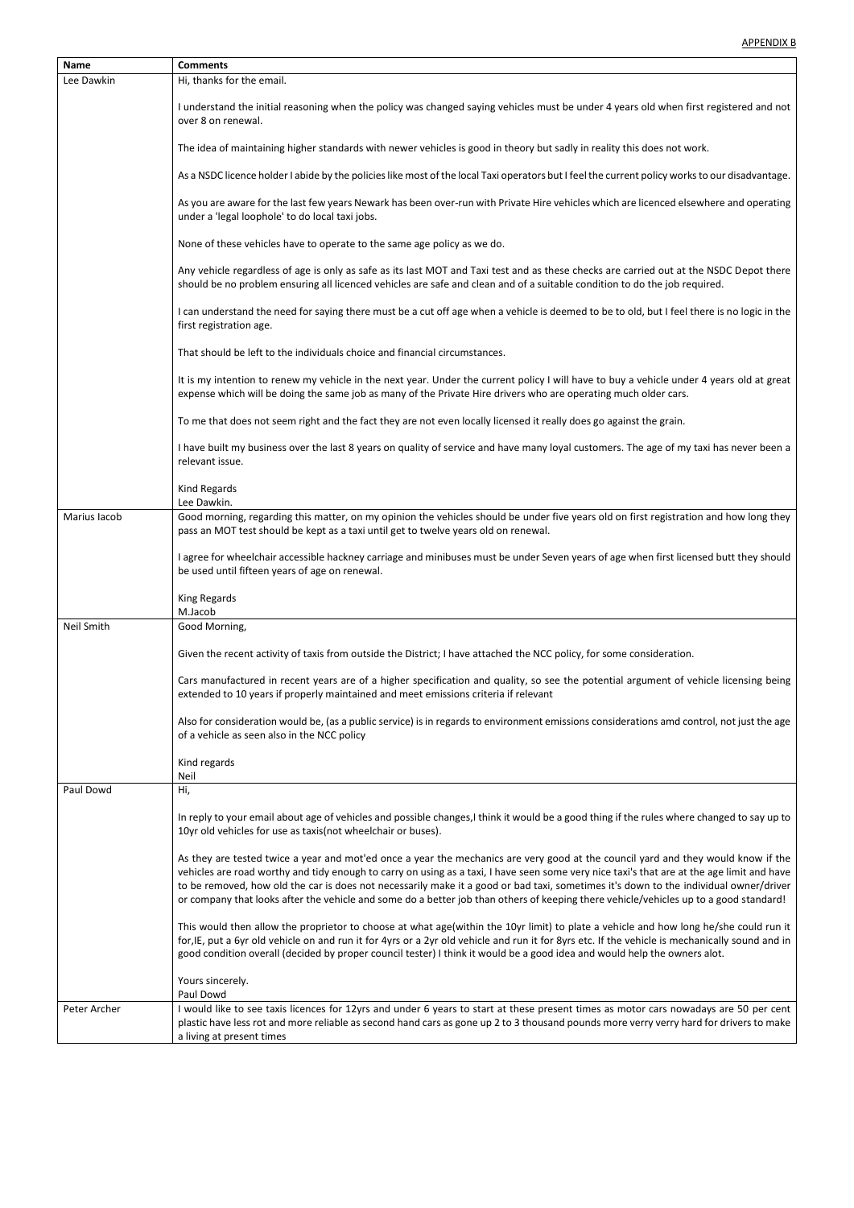APPENDIX B

| Name | Comments |
|---|---|
| Lee Dawkin | Hi, thanks for the email.<br><br>I understand the initial reasoning when the policy was changed saying vehicles must be under 4 years old when first registered and not over 8 on renewal.<br><br>The idea of maintaining higher standards with newer vehicles is good in theory but sadly in reality this does not work.<br><br>As a NSDC licence holder I abide by the policies like most of the local Taxi operators but I feel the current policy works to our disadvantage.<br><br>As you are aware for the last few years Newark has been over-run with Private Hire vehicles which are licenced elsewhere and operating under a 'legal loophole' to do local taxi jobs.<br><br>None of these vehicles have to operate to the same age policy as we do.<br><br>Any vehicle regardless of age is only as safe as its last MOT and Taxi test and as these checks are carried out at the NSDC Depot there should be no problem ensuring all licenced vehicles are safe and clean and of a suitable condition to do the job required.<br><br>I can understand the need for saying there must be a cut off age when a vehicle is deemed to be to old, but I feel there is no logic in the first registration age.<br><br>That should be left to the individuals choice and financial circumstances.<br><br>It is my intention to renew my vehicle in the next year. Under the current policy I will have to buy a vehicle under 4 years old at great expense which will be doing the same job as many of the Private Hire drivers who are operating much older cars.<br><br>To me that does not seem right and the fact they are not even locally licensed it really does go against the grain.<br><br>I have built my business over the last 8 years on quality of service and have many loyal customers. The age of my taxi has never been a relevant issue.<br><br>Kind Regards<br>Lee Dawkin. |
| Marius Iacob | Good morning, regarding this matter, on my opinion the vehicles should be under five years old on first registration and how long they pass an MOT test should be kept as a taxi until get to twelve years old on renewal.<br><br>I agree for wheelchair accessible hackney carriage and minibuses must be under Seven years of age when first licensed butt they should be used until fifteen years of age on renewal.<br><br>King Regards<br>M.Jacob |
| Neil Smith | Good Morning,<br><br>Given the recent activity of taxis from outside the District; I have attached the NCC policy, for some consideration.<br><br>Cars manufactured in recent years are of a higher specification and quality, so see the potential argument of vehicle licensing being extended to 10 years if properly maintained and meet emissions criteria if relevant<br><br>Also for consideration would be, (as a public service) is in regards to environment emissions considerations amd control, not just the age of a vehicle as seen also in the NCC policy<br><br>Kind regards<br>Neil |
| Paul Dowd | Hi,<br><br>In reply to your email about age of vehicles and possible changes,I think it would be a good thing if the rules where changed to say up to 10yr old vehicles for use as taxis(not wheelchair or buses).<br><br>As they are tested twice a year and mot'ed once a year the mechanics are very good at the council yard and they would know if the vehicles are road worthy and tidy enough to carry on using as a taxi, I have seen some very nice taxi's that are at the age limit and have to be removed, how old the car is does not necessarily make it a good or bad taxi, sometimes it's down to the individual owner/driver or company that looks after the vehicle and some do a better job than others of keeping there vehicle/vehicles up to a good standard!<br><br>This would then allow the proprietor to choose at what age(within the 10yr limit) to plate a vehicle and how long he/she could run it for,IE, put a 6yr old vehicle on and run it for 4yrs or a 2yr old vehicle and run it for 8yrs etc. If the vehicle is mechanically sound and in good condition overall (decided by proper council tester) I think it would be a good idea and would help the owners alot.<br><br>Yours sincerely.<br>Paul Dowd |
| Peter Archer | I would like to see taxis licences for 12yrs and under 6 years to start at these present times as motor cars nowadays are 50 per cent plastic have less rot and more reliable as second hand cars as gone up 2 to 3 thousand pounds more verry verry hard for drivers to make a living at present times |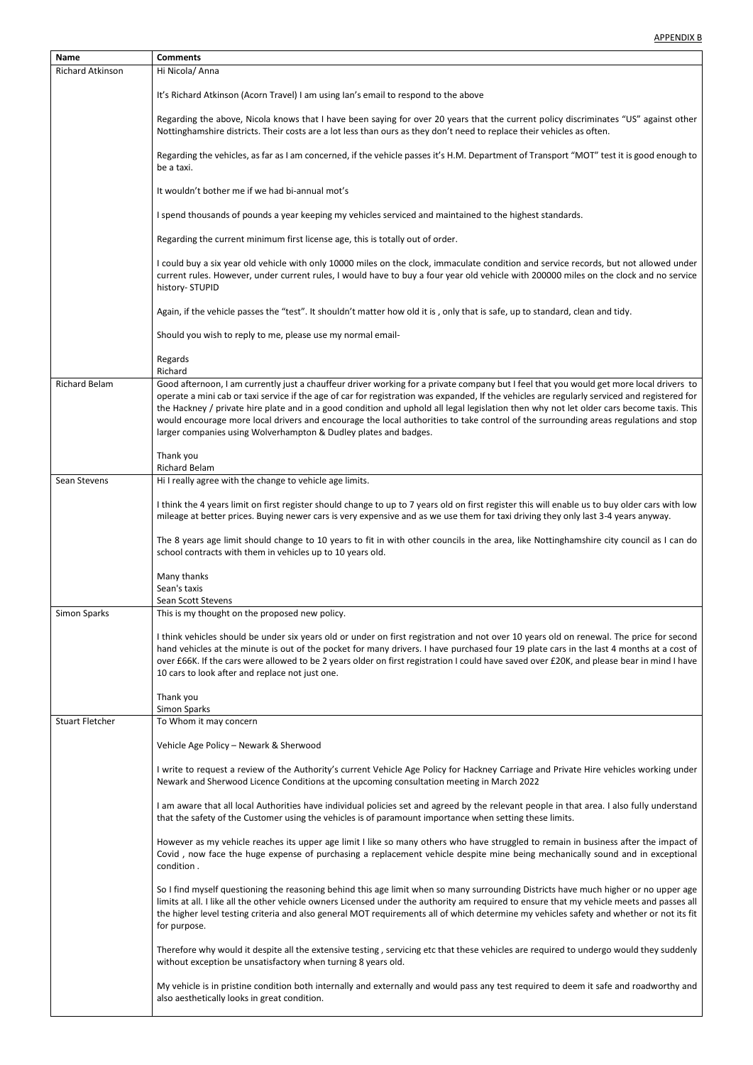APPENDIX B

| Name | Comments |
|---|---|
| Richard Atkinson | Hi Nicola/ Anna<br><br>It's Richard Atkinson (Acorn Travel) I am using Ian's email to respond to the above<br><br>Regarding the above, Nicola knows that I have been saying for over 20 years that the current policy discriminates "US" against other Nottinghamshire districts. Their costs are a lot less than ours as they don't need to replace their vehicles as often.<br><br>Regarding the vehicles, as far as I am concerned, if the vehicle passes it's H.M. Department of Transport "MOT" test it is good enough to be a taxi.<br><br>It wouldn't bother me if we had bi-annual mot's<br><br>I spend thousands of pounds a year keeping my vehicles serviced and maintained to the highest standards.<br><br>Regarding the current minimum first license age, this is totally out of order.<br><br>I could buy a six year old vehicle with only 10000 miles on the clock, immaculate condition and service records, but not allowed under current rules. However, under current rules, I would have to buy a four year old vehicle with 200000 miles on the clock and no service history- STUPID<br><br>Again, if the vehicle passes the "test". It shouldn't matter how old it is , only that is safe, up to standard, clean and tidy.<br><br>Should you wish to reply to me, please use my normal email-<br><br>Regards<br>Richard |
| Richard Belam | Good afternoon, I am currently just a chauffeur driver working for a private company but I feel that you would get more local drivers to operate a mini cab or taxi service if the age of car for registration was expanded, If the vehicles are regularly serviced and registered for the Hackney / private hire plate and in a good condition and uphold all legal legislation then why not let older cars become taxis. This would encourage more local drivers and encourage the local authorities to take control of the surrounding areas regulations and stop larger companies using Wolverhampton & Dudley plates and badges.<br><br>Thank you<br>Richard Belam |
| Sean Stevens | Hi I really agree with the change to vehicle age limits.<br><br>I think the 4 years limit on first register should change to up to 7 years old on first register this will enable us to buy older cars with low mileage at better prices. Buying newer cars is very expensive and as we use them for taxi driving they only last 3-4 years anyway.<br><br>The 8 years age limit should change to 10 years to fit in with other councils in the area, like Nottinghamshire city council as I can do school contracts with them in vehicles up to 10 years old.<br><br>Many thanks<br>Sean's taxis<br>Sean Scott Stevens |
| Simon Sparks | This is my thought on the proposed new policy.<br><br>I think vehicles should be under six years old or under on first registration and not over 10 years old on renewal. The price for second hand vehicles at the minute is out of the pocket for many drivers. I have purchased four 19 plate cars in the last 4 months at a cost of over £66K. If the cars were allowed to be 2 years older on first registration I could have saved over £20K, and please bear in mind I have 10 cars to look after and replace not just one.<br><br>Thank you<br>Simon Sparks |
| Stuart Fletcher | To Whom it may concern<br><br>Vehicle Age Policy – Newark & Sherwood<br><br>I write to request a review of the Authority's current Vehicle Age Policy for Hackney Carriage and Private Hire vehicles working under Newark and Sherwood Licence Conditions at the upcoming consultation meeting in March 2022<br><br>I am aware that all local Authorities have individual policies set and agreed by the relevant people in that area. I also fully understand that the safety of the Customer using the vehicles is of paramount importance when setting these limits.<br><br>However as my vehicle reaches its upper age limit I like so many others who have struggled to remain in business after the impact of Covid , now face the huge expense of purchasing a replacement vehicle despite mine being mechanically sound and in exceptional condition .<br><br>So I find myself questioning the reasoning behind this age limit when so many surrounding Districts have much higher or no upper age limits at all. I like all the other vehicle owners Licensed under the authority am required to ensure that my vehicle meets and passes all the higher level testing criteria and also general MOT requirements all of which determine my vehicles safety and whether or not its fit for purpose.<br><br>Therefore why would it despite all the extensive testing , servicing etc that these vehicles are required to undergo would they suddenly without exception be unsatisfactory when turning 8 years old.<br><br>My vehicle is in pristine condition both internally and externally and would pass any test required to deem it safe and roadworthy and also aesthetically looks in great condition. |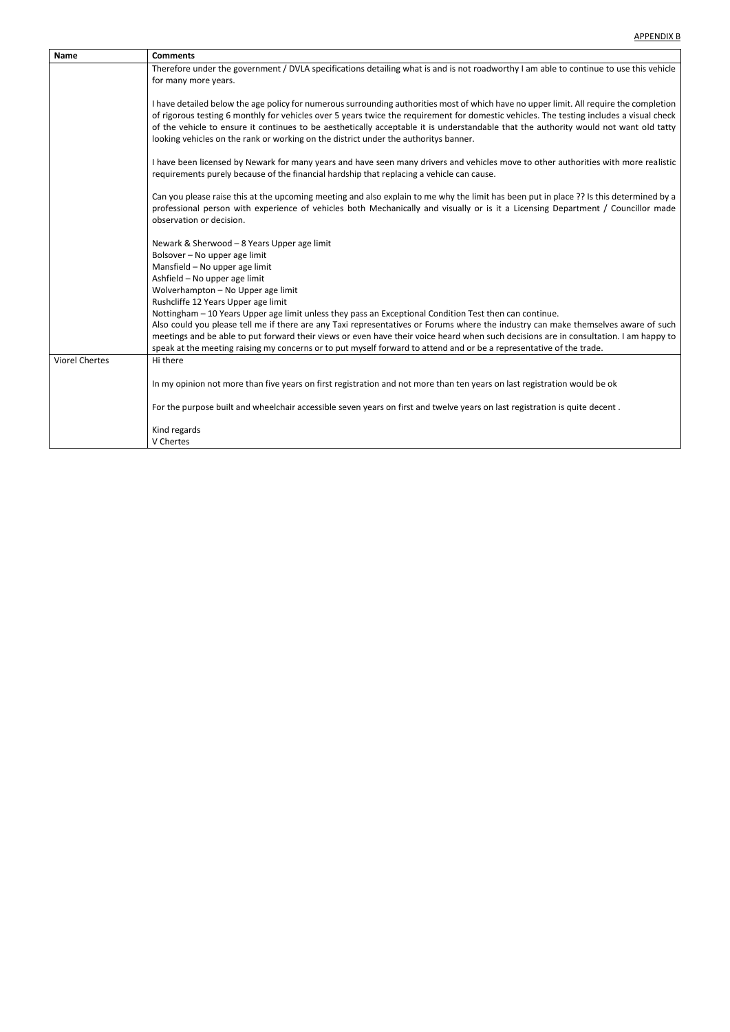APPENDIX B

| Name | Comments |
|---|---|
| | Therefore under the government / DVLA specifications detailing what is and is not roadworthy I am able to continue to use this vehicle for many more years.<br><br>I have detailed below the age policy for numerous surrounding authorities most of which have no upper limit. All require the completion of rigorous testing 6 monthly for vehicles over 5 years twice the requirement for domestic vehicles. The testing includes a visual check of the vehicle to ensure it continues to be aesthetically acceptable it is understandable that the authority would not want old tatty looking vehicles on the rank or working on the district under the authoritys banner.<br><br>I have been licensed by Newark for many years and have seen many drivers and vehicles move to other authorities with more realistic requirements purely because of the financial hardship that replacing a vehicle can cause.<br><br>Can you please raise this at the upcoming meeting and also explain to me why the limit has been put in place ?? Is this determined by a professional person with experience of vehicles both Mechanically and visually or is it a Licensing Department / Councillor made observation or decision.<br><br>Newark & Sherwood – 8 Years Upper age limit<br>Bolsover – No upper age limit<br>Mansfield – No upper age limit<br>Ashfield – No upper age limit<br>Wolverhampton – No Upper age limit<br>Rushcliffe 12 Years Upper age limit<br>Nottingham – 10 Years Upper age limit unless they pass an Exceptional Condition Test then can continue.<br>Also could you please tell me if there are any Taxi representatives or Forums where the industry can make themselves aware of such meetings and be able to put forward their views or even have their voice heard when such decisions are in consultation. I am happy to speak at the meeting raising my concerns or to put myself forward to attend and or be a representative of the trade. |
| Viorel Chertes | Hi there<br><br>In my opinion not more than five years on first registration and not more than ten years on last registration would be ok<br><br>For the purpose built and wheelchair accessible seven years on first and twelve years on last registration is quite decent .<br><br>Kind regards<br>V Chertes |